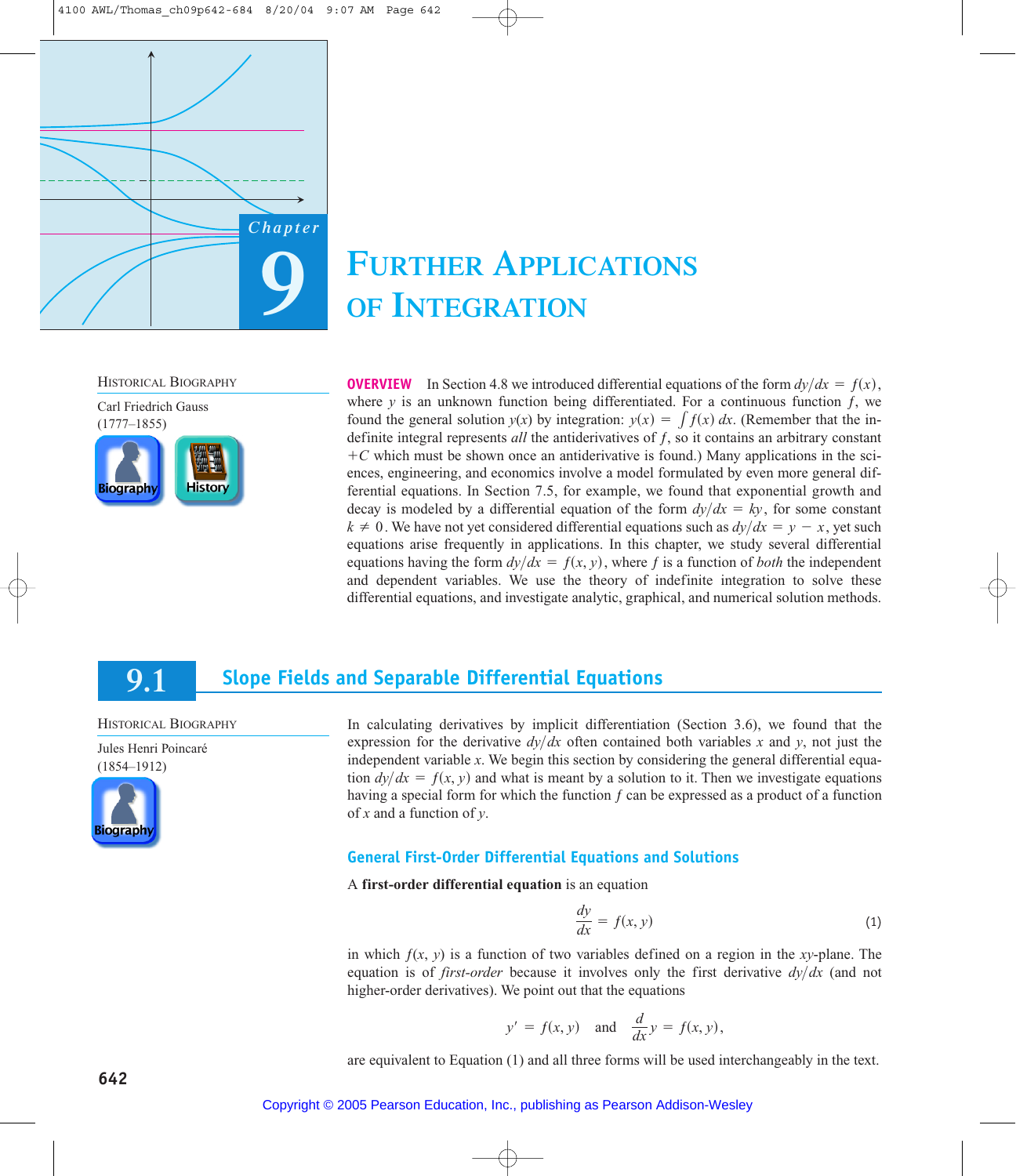# Chapter 9

# Further Applications of Integration

HISTORICAL BIOGRAPHY

Carl Friedrich Gauss
(1777–1855)

**OVERVIEW** In Section 4.8 we introduced differential equations of the form $dy/dx = f(x)$, where $y$ is an unknown function being differentiated. For a continuous function $f$, we found the general solution $y(x)$ by integration: $y(x) = \int f(x)\, dx$. (Remember that the indefinite integral represents *all* the antiderivatives of $f$, so it contains an arbitrary constant $+C$ which must be shown once an antiderivative is found.) Many applications in the sciences, engineering, and economics involve a model formulated by even more general differential equations. In Section 7.5, for example, we found that exponential growth and decay is modeled by a differential equation of the form $dy/dx = ky$, for some constant $k \neq 0$. We have not yet considered differential equations such as $dy/dx = y - x$, yet such equations arise frequently in applications. In this chapter, we study several differential equations having the form $dy/dx = f(x, y)$, where $f$ is a function of *both* the independent and dependent variables. We use the theory of indefinite integration to solve these differential equations, and investigate analytic, graphical, and numerical solution methods.

## 9.1 Slope Fields and Separable Differential Equations

HISTORICAL BIOGRAPHY

Jules Henri Poincaré
(1854–1912)

In calculating derivatives by implicit differentiation (Section 3.6), we found that the expression for the derivative $dy/dx$ often contained both variables $x$ and $y$, not just the independent variable $x$. We begin this section by considering the general differential equation $dy/dx = f(x, y)$ and what is meant by a solution to it. Then we investigate equations having a special form for which the function $f$ can be expressed as a product of a function of $x$ and a function of $y$.

### General First-Order Differential Equations and Solutions

A **first-order differential equation** is an equation

$$\frac{dy}{dx} = f(x, y) \tag{1}$$

in which $f(x, y)$ is a function of two variables defined on a region in the $xy$-plane. The equation is of *first-order* because it involves only the first derivative $dy/dx$ (and not higher-order derivatives). We point out that the equations

$$y' = f(x, y) \quad \text{and} \quad \frac{d}{dx}y = f(x, y),$$

are equivalent to Equation (1) and all three forms will be used interchangeably in the text.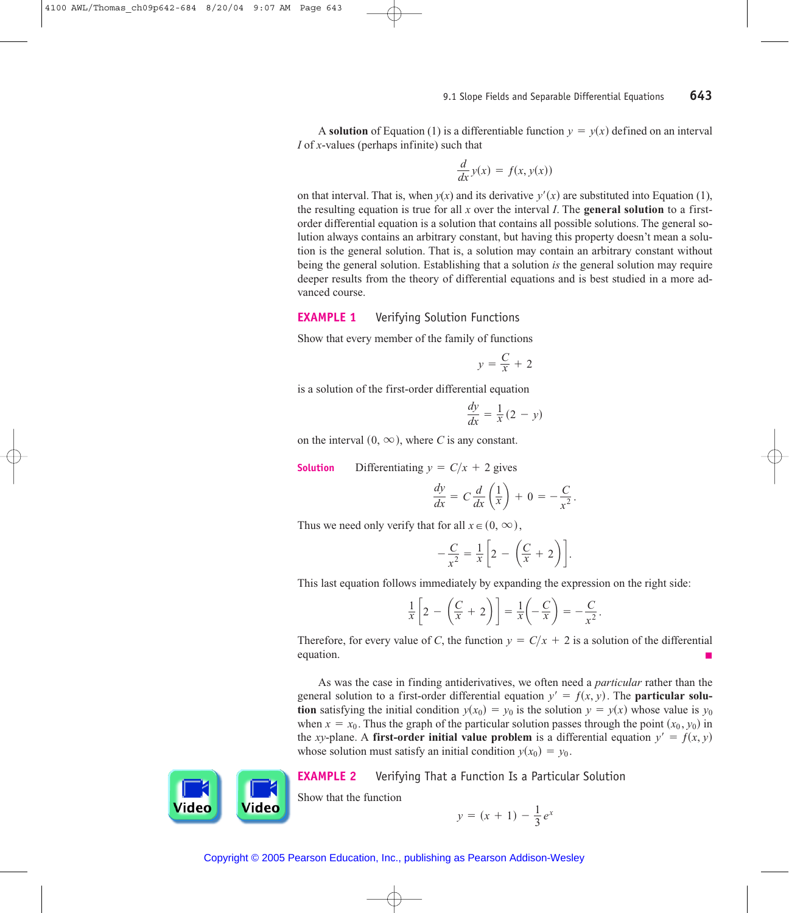A **solution** of Equation (1) is a differentiable function $y = y(x)$ defined on an interval $I$ of $x$-values (perhaps infinite) such that

$$\frac{d}{dx}y(x) = f(x, y(x))$$

on that interval. That is, when $y(x)$ and its derivative $y'(x)$ are substituted into Equation (1), the resulting equation is true for all $x$ over the interval $I$. The **general solution** to a first-order differential equation is a solution that contains all possible solutions. The general solution always contains an arbitrary constant, but having this property doesn't mean a solution is the general solution. That is, a solution may contain an arbitrary constant without being the general solution. Establishing that a solution *is* the general solution may require deeper results from the theory of differential equations and is best studied in a more advanced course.

### EXAMPLE 1 Verifying Solution Functions

Show that every member of the family of functions

$$y = \frac{C}{x} + 2$$

is a solution of the first-order differential equation

$$\frac{dy}{dx} = \frac{1}{x}(2 - y)$$

on the interval $(0, \infty)$, where $C$ is any constant.

**Solution** Differentiating $y = C/x + 2$ gives

$$\frac{dy}{dx} = C\frac{d}{dx}\left(\frac{1}{x}\right) + 0 = -\frac{C}{x^2}.$$

Thus we need only verify that for all $x \in (0, \infty)$,

$$-\frac{C}{x^2} = \frac{1}{x}\left[2 - \left(\frac{C}{x} + 2\right)\right].$$

This last equation follows immediately by expanding the expression on the right side:

$$\frac{1}{x}\left[2 - \left(\frac{C}{x} + 2\right)\right] = \frac{1}{x}\left(-\frac{C}{x}\right) = -\frac{C}{x^2}.$$

Therefore, for every value of $C$, the function $y = C/x + 2$ is a solution of the differential equation.

As was the case in finding antiderivatives, we often need a *particular* rather than the general solution to a first-order differential equation $y' = f(x, y)$. The **particular solution** satisfying the initial condition $y(x_0) = y_0$ is the solution $y = y(x)$ whose value is $y_0$ when $x = x_0$. Thus the graph of the particular solution passes through the point $(x_0, y_0)$ in the $xy$-plane. A **first-order initial value problem** is a differential equation $y' = f(x, y)$ whose solution must satisfy an initial condition $y(x_0) = y_0$.

### EXAMPLE 2 Verifying That a Function Is a Particular Solution

Show that the function

$$y = (x + 1) - \frac{1}{3}e^x$$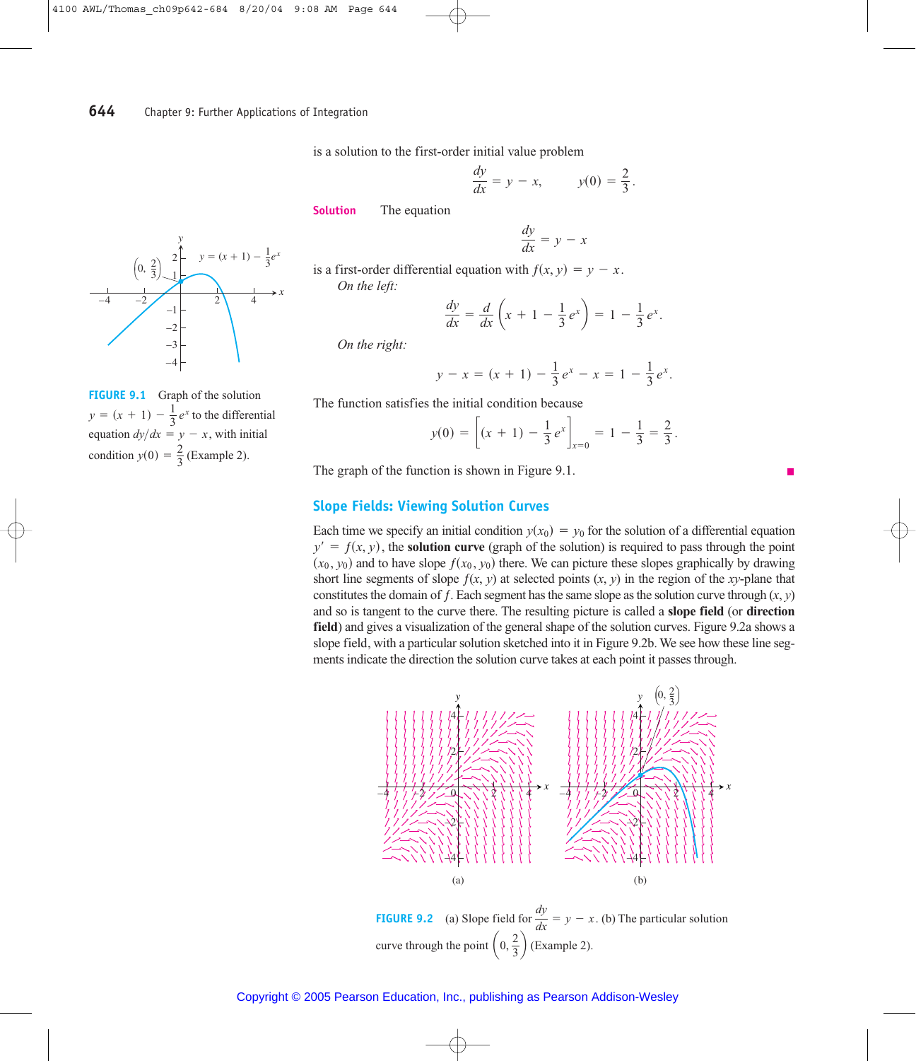is a solution to the first-order initial value problem

$$\frac{dy}{dx} = y - x, \qquad y(0) = \frac{2}{3}.$$

**Solution** The equation

$$\frac{dy}{dx} = y - x$$

is a first-order differential equation with $f(x, y) = y - x$.

*On the left:*

$$\frac{dy}{dx} = \frac{d}{dx}\left(x + 1 - \frac{1}{3}e^x\right) = 1 - \frac{1}{3}e^x.$$

*On the right:*

$$y - x = (x + 1) - \frac{1}{3}e^x - x = 1 - \frac{1}{3}e^x.$$

The function satisfies the initial condition because

$$y(0) = \left[(x + 1) - \frac{1}{3}e^x\right]_{x=0} = 1 - \frac{1}{3} = \frac{2}{3}.$$

The graph of the function is shown in Figure 9.1.

**FIGURE 9.1** Graph of the solution $y = (x + 1) - \frac{1}{3}e^x$ to the differential equation $dy/dx = y - x$, with initial condition $y(0) = \frac{2}{3}$ (Example 2).

## Slope Fields: Viewing Solution Curves

Each time we specify an initial condition $y(x_0) = y_0$ for the solution of a differential equation $y' = f(x, y)$, the **solution curve** (graph of the solution) is required to pass through the point $(x_0, y_0)$ and to have slope $f(x_0, y_0)$ there. We can picture these slopes graphically by drawing short line segments of slope $f(x, y)$ at selected points $(x, y)$ in the region of the $xy$-plane that constitutes the domain of $f$. Each segment has the same slope as the solution curve through $(x, y)$ and so is tangent to the curve there. The resulting picture is called a **slope field** (or **direction field**) and gives a visualization of the general shape of the solution curves. Figure 9.2a shows a slope field, with a particular solution sketched into it in Figure 9.2b. We see how these line segments indicate the direction the solution curve takes at each point it passes through.

**FIGURE 9.2** (a) Slope field for $\frac{dy}{dx} = y - x$. (b) The particular solution curve through the point $\left(0, \frac{2}{3}\right)$ (Example 2).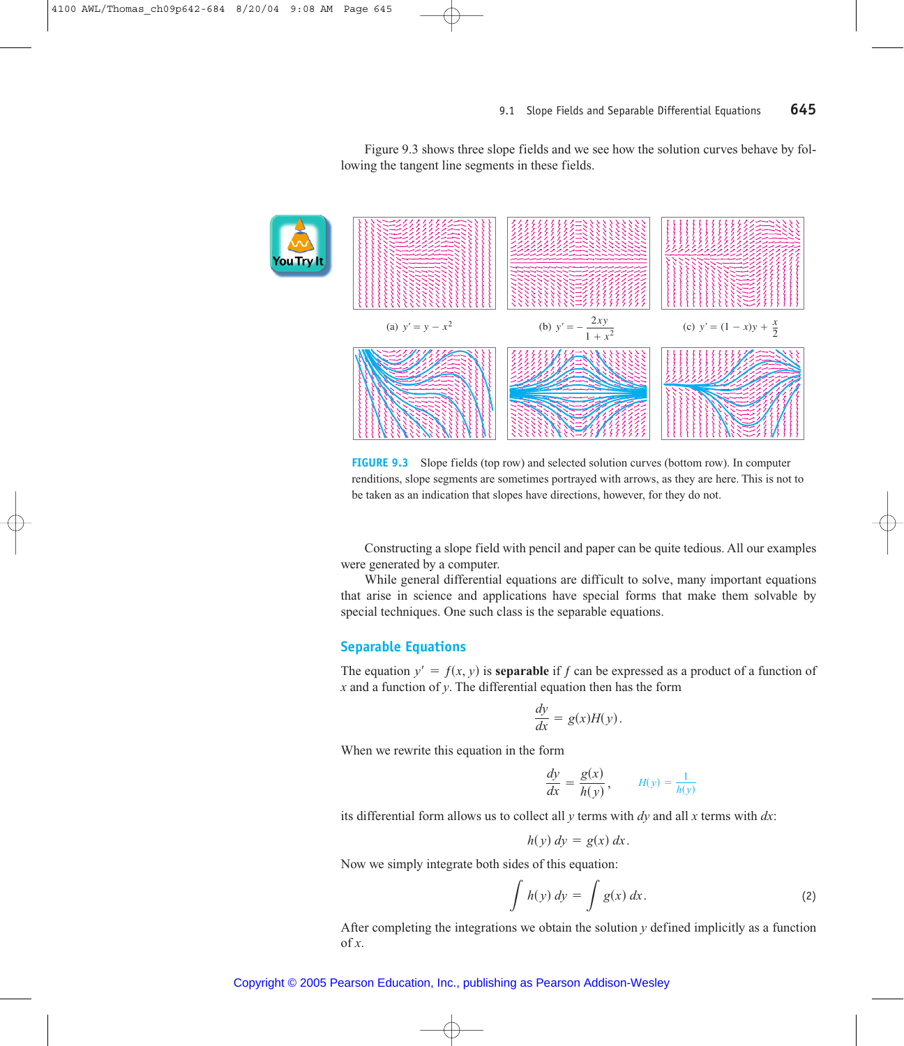Figure 9.3 shows three slope fields and we see how the solution curves behave by following the tangent line segments in these fields.

(a) $y' = y - x^2$

(b) $y' = -\dfrac{2xy}{1 + x^2}$

(c) $y' = (1 - x)y + \dfrac{x}{2}$

**FIGURE 9.3** Slope fields (top row) and selected solution curves (bottom row). In computer renditions, slope segments are sometimes portrayed with arrows, as they are here. This is not to be taken as an indication that slopes have directions, however, for they do not.

Constructing a slope field with pencil and paper can be quite tedious. All our examples were generated by a computer.

While general differential equations are difficult to solve, many important equations that arise in science and applications have special forms that make them solvable by special techniques. One such class is the separable equations.

## Separable Equations

The equation $y' = f(x, y)$ is **separable** if $f$ can be expressed as a product of a function of $x$ and a function of $y$. The differential equation then has the form

$$\frac{dy}{dx} = g(x)H(y).$$

When we rewrite this equation in the form

$$\frac{dy}{dx} = \frac{g(x)}{h(y)}, \qquad H(y) = \frac{1}{h(y)}$$

its differential form allows us to collect all $y$ terms with $dy$ and all $x$ terms with $dx$:

$$h(y)\, dy = g(x)\, dx.$$

Now we simply integrate both sides of this equation:

$$\int h(y)\, dy = \int g(x)\, dx. \tag{2}$$

After completing the integrations we obtain the solution $y$ defined implicitly as a function of $x$.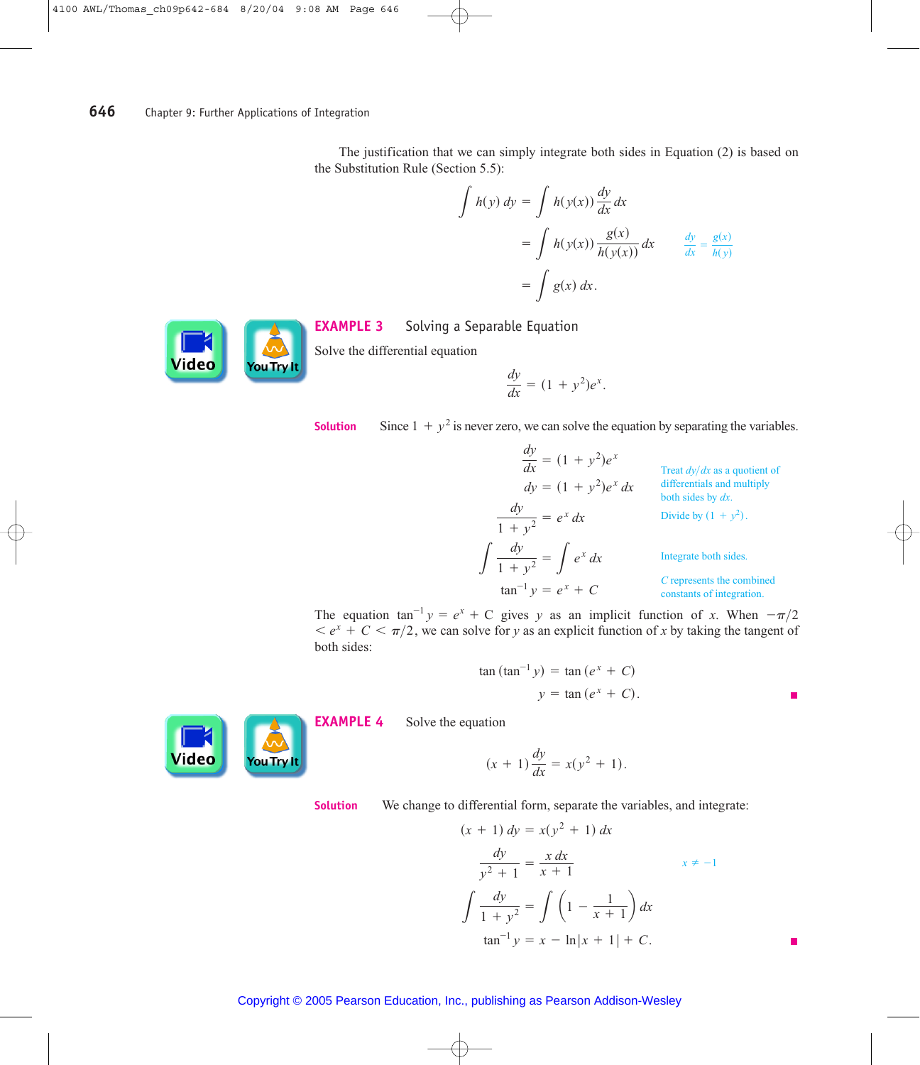The justification that we can simply integrate both sides in Equation (2) is based on the Substitution Rule (Section 5.5):

$$
\begin{aligned}
\int h(y)\,dy &= \int h(y(x))\frac{dy}{dx}\,dx \\
&= \int h(y(x))\frac{g(x)}{h(y(x))}\,dx \qquad \frac{dy}{dx} = \frac{g(x)}{h(y)} \\
&= \int g(x)\,dx.
\end{aligned}
$$

### EXAMPLE 3 Solving a Separable Equation

Solve the differential equation

$$\frac{dy}{dx} = (1 + y^2)e^x.$$

**Solution** Since $1 + y^2$ is never zero, we can solve the equation by separating the variables.

$$
\begin{aligned}
\frac{dy}{dx} &= (1 + y^2)e^x \\
dy &= (1 + y^2)e^x\,dx && \text{Treat } dy/dx \text{ as a quotient of differentials and multiply both sides by } dx. \\
\frac{dy}{1 + y^2} &= e^x\,dx && \text{Divide by } (1 + y^2). \\
\int \frac{dy}{1 + y^2} &= \int e^x\,dx && \text{Integrate both sides.} \\
\tan^{-1} y &= e^x + C && C \text{ represents the combined constants of integration.}
\end{aligned}
$$

The equation $\tan^{-1} y = e^x + C$ gives $y$ as an implicit function of $x$. When $-\pi/2 < e^x + C < \pi/2$, we can solve for $y$ as an explicit function of $x$ by taking the tangent of both sides:

$$
\begin{aligned}
\tan(\tan^{-1} y) &= \tan(e^x + C) \\
y &= \tan(e^x + C).
\end{aligned}
$$

### EXAMPLE 4

Solve the equation

$$(x + 1)\frac{dy}{dx} = x(y^2 + 1).$$

**Solution** We change to differential form, separate the variables, and integrate:

$$
\begin{aligned}
(x + 1)\,dy &= x(y^2 + 1)\,dx \\
\frac{dy}{y^2 + 1} &= \frac{x\,dx}{x + 1} && x \neq -1 \\
\int \frac{dy}{1 + y^2} &= \int \left(1 - \frac{1}{x + 1}\right)dx \\
\tan^{-1} y &= x - \ln|x + 1| + C.
\end{aligned}
$$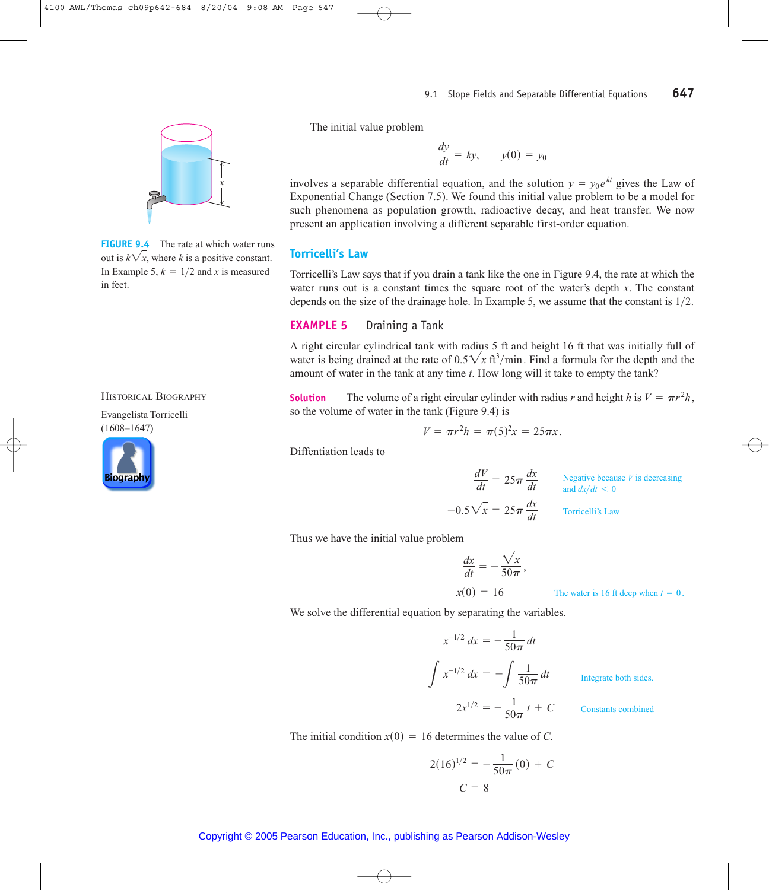FIGURE 9.4 The rate at which water runs out is $k\sqrt{x}$, where $k$ is a positive constant. In Example 5, $k = 1/2$ and $x$ is measured in feet.

HISTORICAL BIOGRAPHY

Evangelista Torricelli
(1608–1647)

The initial value problem

$$\frac{dy}{dt} = ky, \qquad y(0) = y_0$$

involves a separable differential equation, and the solution $y = y_0 e^{kt}$ gives the Law of Exponential Change (Section 7.5). We found this initial value problem to be a model for such phenomena as population growth, radioactive decay, and heat transfer. We now present an application involving a different separable first-order equation.

## Torricelli's Law

Torricelli's Law says that if you drain a tank like the one in Figure 9.4, the rate at which the water runs out is a constant times the square root of the water's depth $x$. The constant depends on the size of the drainage hole. In Example 5, we assume that the constant is $1/2$.

### EXAMPLE 5 Draining a Tank

A right circular cylindrical tank with radius 5 ft and height 16 ft that was initially full of water is being drained at the rate of $0.5\sqrt{x}\ \text{ft}^3/\text{min}$. Find a formula for the depth and the amount of water in the tank at any time $t$. How long will it take to empty the tank?

**Solution** The volume of a right circular cylinder with radius $r$ and height $h$ is $V = \pi r^2 h$, so the volume of water in the tank (Figure 9.4) is

$$V = \pi r^2 h = \pi(5)^2 x = 25\pi x.$$

Diffentiation leads to

$$\frac{dV}{dt} = 25\pi \frac{dx}{dt} \qquad \text{Negative because } V \text{ is decreasing and } dx/dt < 0$$

$$-0.5\sqrt{x} = 25\pi \frac{dx}{dt} \qquad \text{Torricelli's Law}$$

Thus we have the initial value problem

$$\frac{dx}{dt} = -\frac{\sqrt{x}}{50\pi},$$

$$x(0) = 16 \qquad \text{The water is 16 ft deep when } t = 0.$$

We solve the differential equation by separating the variables.

$$x^{-1/2}\, dx = -\frac{1}{50\pi}\, dt$$

$$\int x^{-1/2}\, dx = -\int \frac{1}{50\pi}\, dt \qquad \text{Integrate both sides.}$$

$$2x^{1/2} = -\frac{1}{50\pi} t + C \qquad \text{Constants combined}$$

The initial condition $x(0) = 16$ determines the value of $C$.

$$2(16)^{1/2} = -\frac{1}{50\pi}(0) + C$$

$$C = 8$$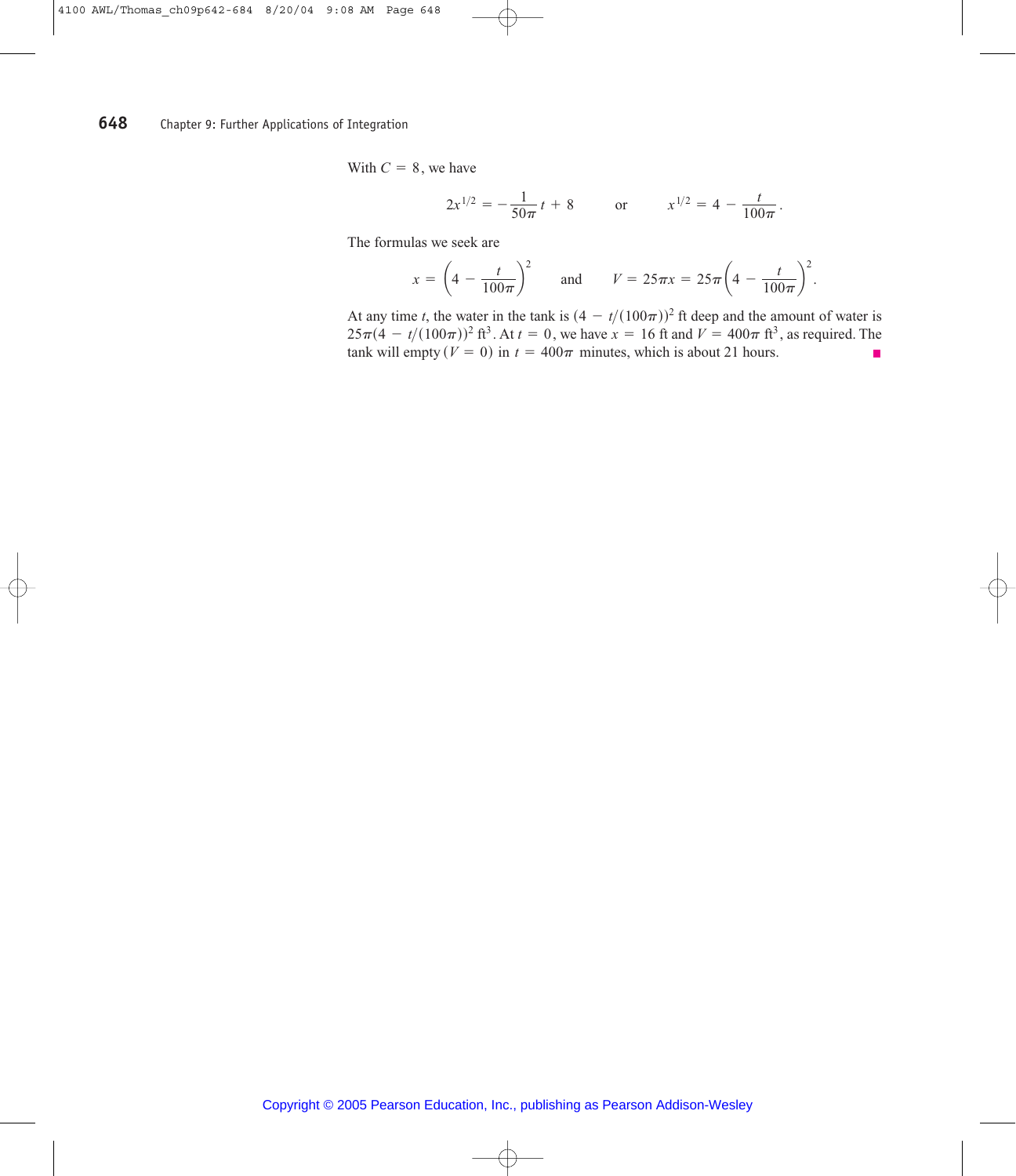With $C = 8$, we have

$$2x^{1/2} = -\frac{1}{50\pi}t + 8 \qquad \text{or} \qquad x^{1/2} = 4 - \frac{t}{100\pi}.$$

The formulas we seek are

$$x = \left(4 - \frac{t}{100\pi}\right)^2 \qquad \text{and} \qquad V = 25\pi x = 25\pi\left(4 - \frac{t}{100\pi}\right)^2.$$

At any time $t$, the water in the tank is $(4 - t/(100\pi))^2$ ft deep and the amount of water is $25\pi(4 - t/(100\pi))^2$ ft$^3$. At $t = 0$, we have $x = 16$ ft and $V = 400\pi$ ft$^3$, as required. The tank will empty $(V = 0)$ in $t = 400\pi$ minutes, which is about 21 hours. ■